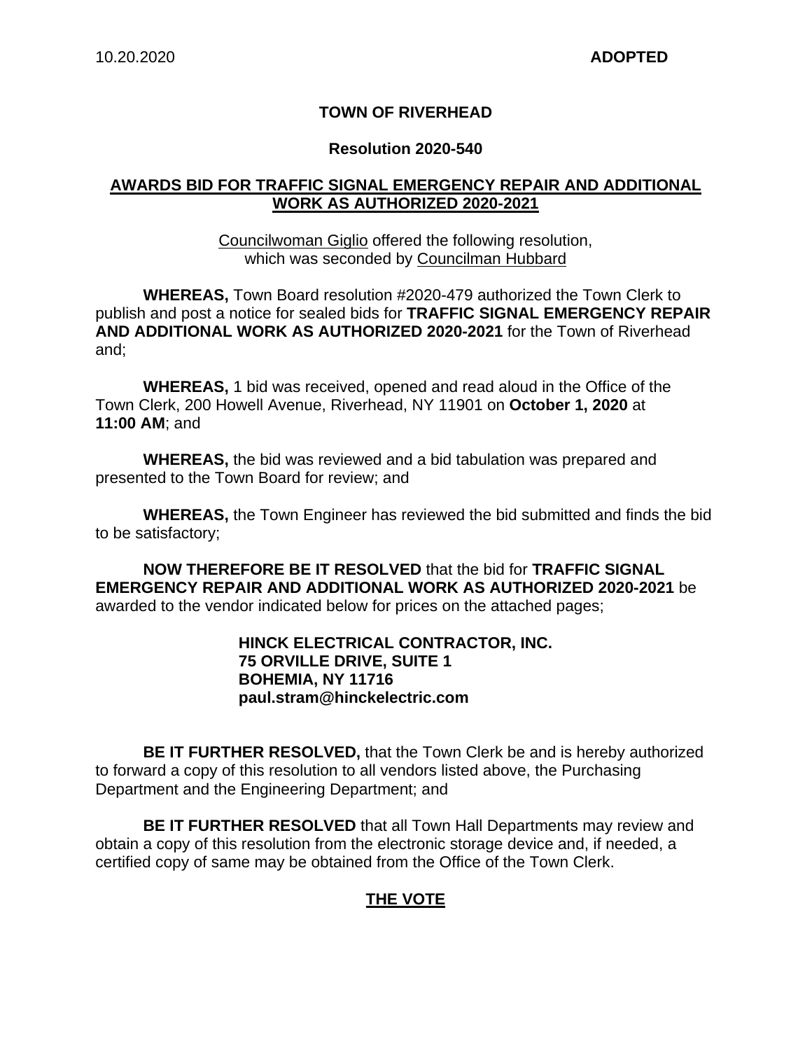10.20.2020 **ADOPTED**

**TOWN OF RIVERHEAD**

**Resolution 2020-540**

**AWARDS BID FOR TRAFFIC SIGNAL EMERGENCY REPAIR AND ADDITIONAL WORK AS AUTHORIZED 2020-2021**

Councilwoman Giglio offered the following resolution, which was seconded by Councilman Hubbard

**WHEREAS,** Town Board resolution #2020-479 authorized the Town Clerk to publish and post a notice for sealed bids for **TRAFFIC SIGNAL EMERGENCY REPAIR AND ADDITIONAL WORK AS AUTHORIZED 2020-2021** for the Town of Riverhead and;

**WHEREAS,** 1 bid was received, opened and read aloud in the Office of the Town Clerk, 200 Howell Avenue, Riverhead, NY 11901 on **October 1, 2020** at **11:00 AM**; and

**WHEREAS,** the bid was reviewed and a bid tabulation was prepared and presented to the Town Board for review; and

**WHEREAS,** the Town Engineer has reviewed the bid submitted and finds the bid to be satisfactory;

**NOW THEREFORE BE IT RESOLVED** that the bid for **TRAFFIC SIGNAL EMERGENCY REPAIR AND ADDITIONAL WORK AS AUTHORIZED 2020-2021** be awarded to the vendor indicated below for prices on the attached pages;

**HINCK ELECTRICAL CONTRACTOR, INC.**
**75 ORVILLE DRIVE, SUITE 1**
**BOHEMIA, NY 11716**
**paul.stram@hinckelectric.com**

**BE IT FURTHER RESOLVED,** that the Town Clerk be and is hereby authorized to forward a copy of this resolution to all vendors listed above, the Purchasing Department and the Engineering Department; and

**BE IT FURTHER RESOLVED** that all Town Hall Departments may review and obtain a copy of this resolution from the electronic storage device and, if needed, a certified copy of same may be obtained from the Office of the Town Clerk.

**THE VOTE**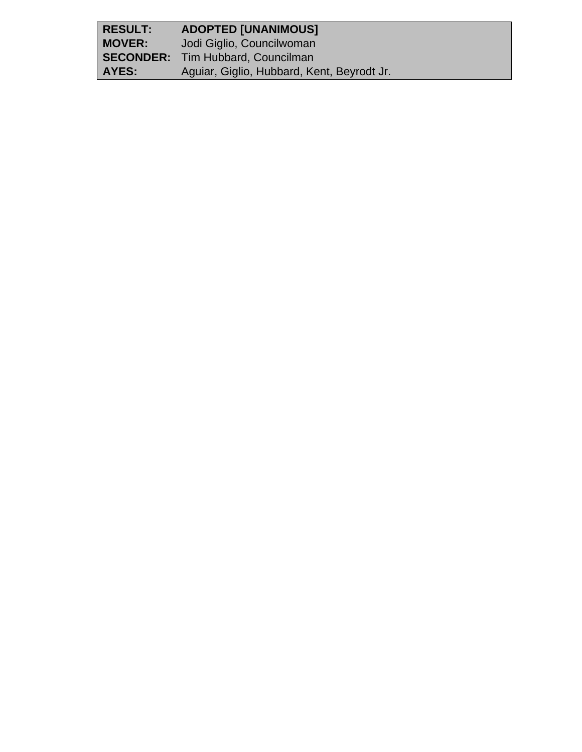| | |
|---|---|
| **RESULT:** | **ADOPTED [UNANIMOUS]** |
| **MOVER:** | Jodi Giglio, Councilwoman |
| **SECONDER:** | Tim Hubbard, Councilman |
| **AYES:** | Aguiar, Giglio, Hubbard, Kent, Beyrodt Jr. |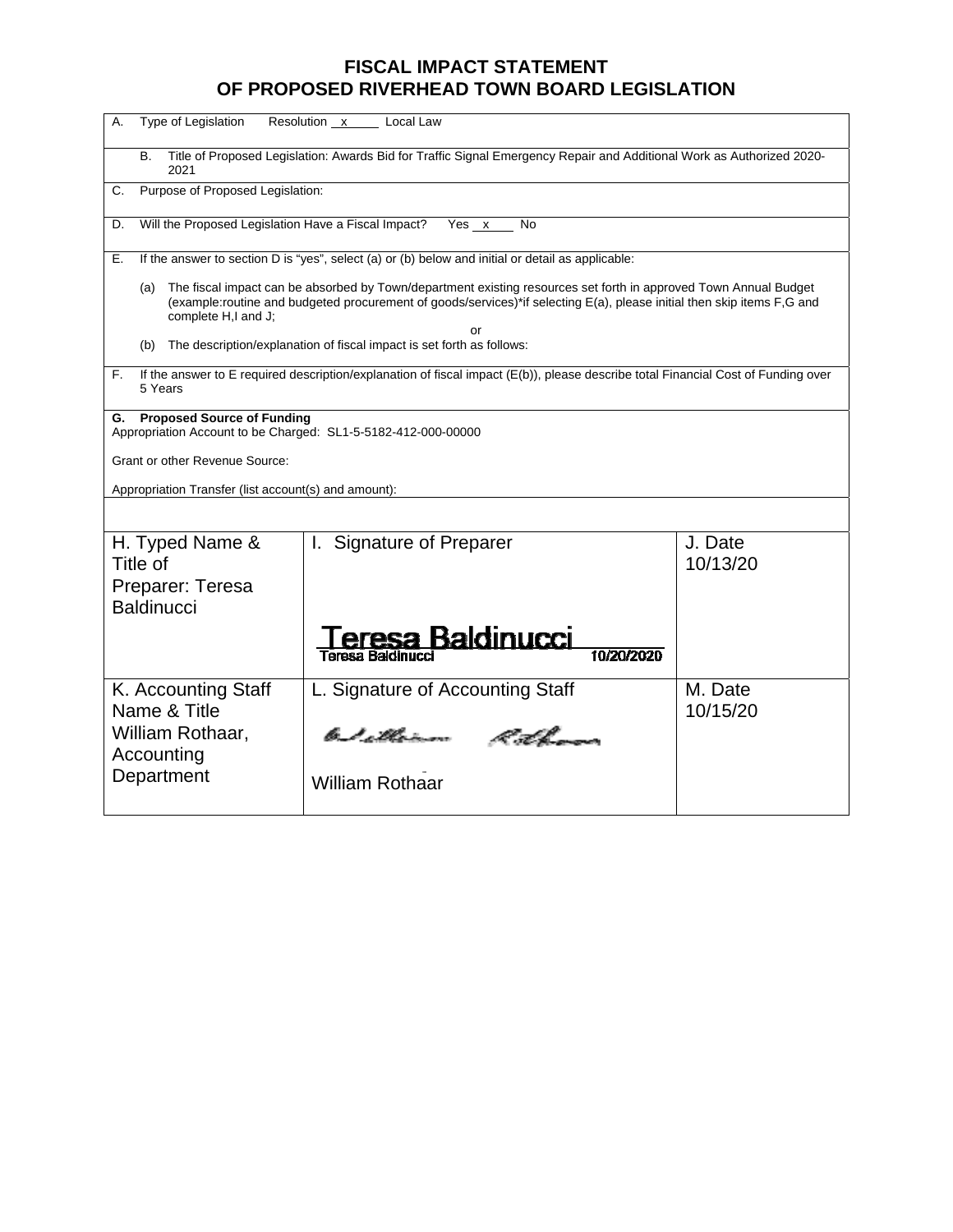# FISCAL IMPACT STATEMENT
# OF PROPOSED RIVERHEAD TOWN BOARD LEGISLATION

A. Type of Legislation   Resolution  x   Local Law

B. Title of Proposed Legislation: Awards Bid for Traffic Signal Emergency Repair and Additional Work as Authorized 2020-2021

C. Purpose of Proposed Legislation:

D. Will the Proposed Legislation Have a Fiscal Impact?   Yes  x   No

E. If the answer to section D is "yes", select (a) or (b) below and initial or detail as applicable:

(a) The fiscal impact can be absorbed by Town/department existing resources set forth in approved Town Annual Budget (example:routine and budgeted procurement of goods/services)*if selecting E(a), please initial then skip items F,G and complete H,I and J;

or

(b) The description/explanation of fiscal impact is set forth as follows:

F. If the answer to E required description/explanation of fiscal impact (E(b)), please describe total Financial Cost of Funding over 5 Years

**G. Proposed Source of Funding**
Appropriation Account to be Charged: SL1-5-5182-412-000-00000

Grant or other Revenue Source:

Appropriation Transfer (list account(s) and amount):

| | | |
|---|---|---|
| H. Typed Name & Title of Preparer: Teresa Baldinucci | I. Signature of Preparer<br>Teresa Baldinucci<br>Teresa Baldinucci 10/20/2020 | J. Date<br>10/13/20 |
| K. Accounting Staff Name & Title<br>William Rothaar, Accounting Department | L. Signature of Accounting Staff<br>William Rothaar<br>William Rothaar | M. Date<br>10/15/20 |